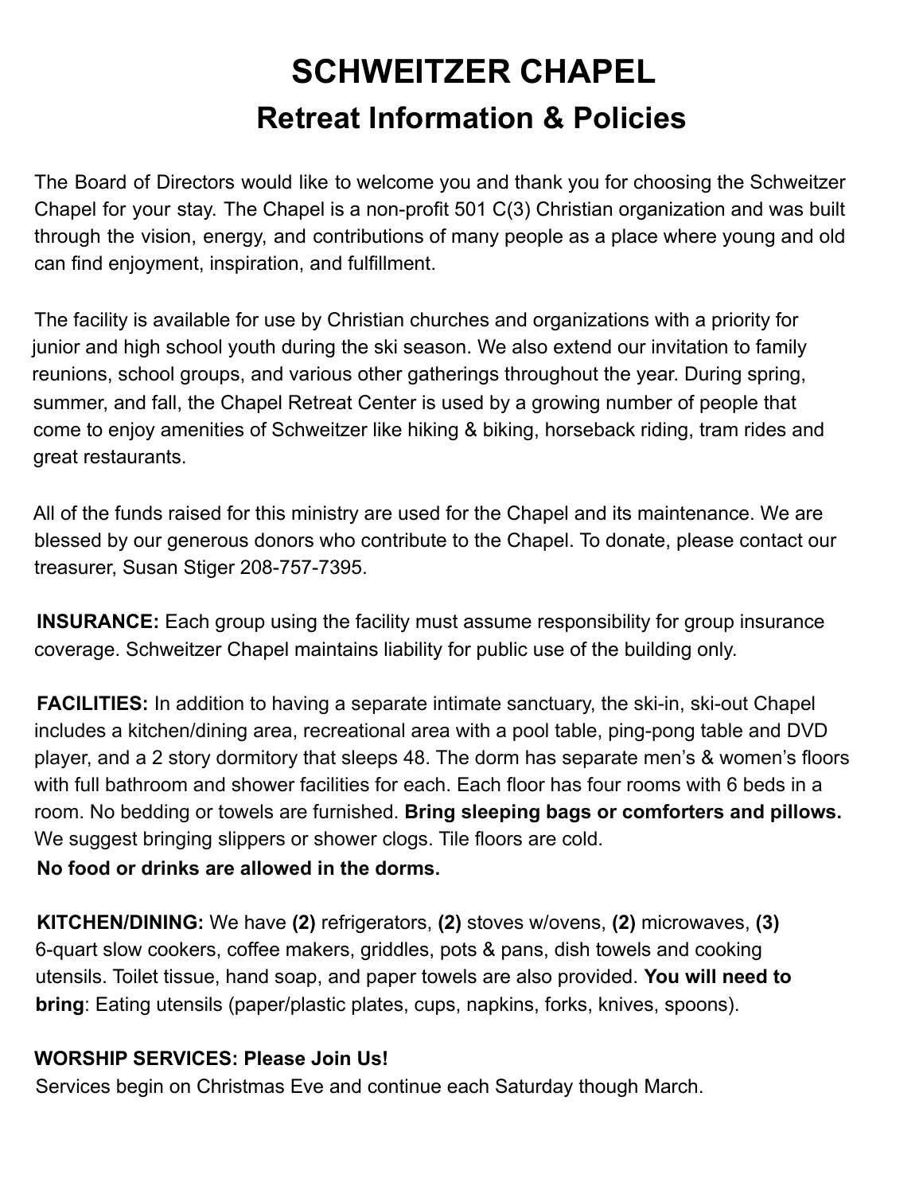# SCHWEITZER CHAPEL

## Retreat Information & Policies

The Board of Directors would like to welcome you and thank you for choosing the Schweitzer Chapel for your stay. The Chapel is a non-profit 501 C(3) Christian organization and was built through the vision, energy, and contributions of many people as a place where young and old can find enjoyment, inspiration, and fulfillment.

The facility is available for use by Christian churches and organizations with a priority for junior and high school youth during the ski season. We also extend our invitation to family reunions, school groups, and various other gatherings throughout the year. During spring, summer, and fall, the Chapel Retreat Center is used by a growing number of people that come to enjoy amenities of Schweitzer like hiking & biking, horseback riding, tram rides and great restaurants.

All of the funds raised for this ministry are used for the Chapel and its maintenance. We are blessed by our generous donors who contribute to the Chapel. To donate, please contact our treasurer, Susan Stiger 208-757-7395.

**INSURANCE:** Each group using the facility must assume responsibility for group insurance coverage. Schweitzer Chapel maintains liability for public use of the building only.

**FACILITIES:** In addition to having a separate intimate sanctuary, the ski-in, ski-out Chapel includes a kitchen/dining area, recreational area with a pool table, ping-pong table and DVD player, and a 2 story dormitory that sleeps 48. The dorm has separate men's & women's floors with full bathroom and shower facilities for each. Each floor has four rooms with 6 beds in a room. No bedding or towels are furnished. **Bring sleeping bags or comforters and pillows.** We suggest bringing slippers or shower clogs. Tile floors are cold.

**No food or drinks are allowed in the dorms.**

**KITCHEN/DINING:** We have **(2)** refrigerators, **(2)** stoves w/ovens, **(2)** microwaves, **(3)** 6-quart slow cookers, coffee makers, griddles, pots & pans, dish towels and cooking utensils. Toilet tissue, hand soap, and paper towels are also provided. **You will need to bring**: Eating utensils (paper/plastic plates, cups, napkins, forks, knives, spoons).

**WORSHIP SERVICES: Please Join Us!**

Services begin on Christmas Eve and continue each Saturday though March.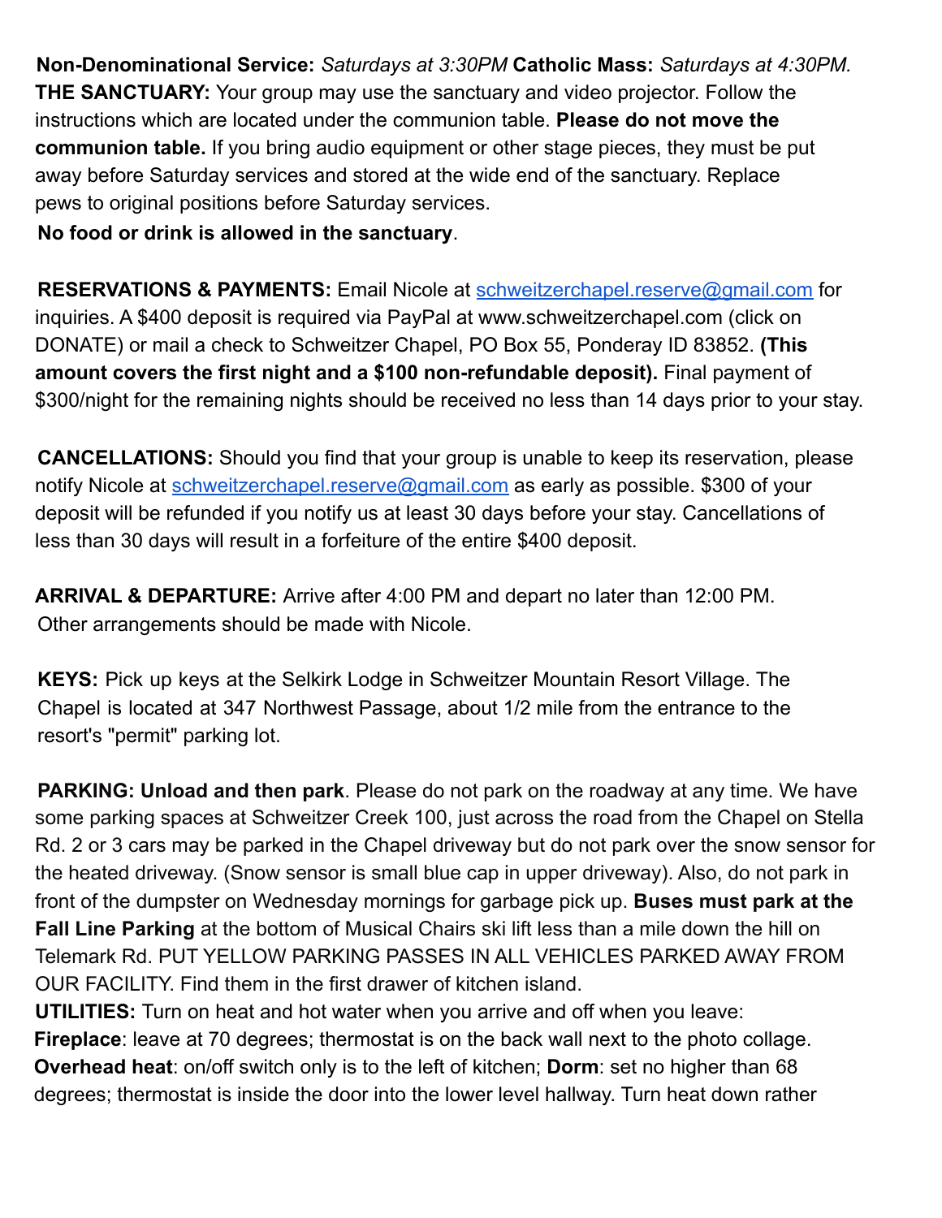**Non-Denominational Service:** *Saturdays at 3:30PM* **Catholic Mass:** *Saturdays at 4:30PM.*
**THE SANCTUARY:** Your group may use the sanctuary and video projector. Follow the instructions which are located under the communion table. **Please do not move the communion table.** If you bring audio equipment or other stage pieces, they must be put away before Saturday services and stored at the wide end of the sanctuary. Replace pews to original positions before Saturday services.
**No food or drink is allowed in the sanctuary**.

**RESERVATIONS & PAYMENTS:** Email Nicole at schweitzerchapel.reserve@gmail.com for inquiries. A $400 deposit is required via PayPal at www.schweitzerchapel.com (click on DONATE) or mail a check to Schweitzer Chapel, PO Box 55, Ponderay ID 83852. **(This amount covers the first night and a $100 non-refundable deposit).** Final payment of $300/night for the remaining nights should be received no less than 14 days prior to your stay.

**CANCELLATIONS:** Should you find that your group is unable to keep its reservation, please notify Nicole at schweitzerchapel.reserve@gmail.com as early as possible. $300 of your deposit will be refunded if you notify us at least 30 days before your stay. Cancellations of less than 30 days will result in a forfeiture of the entire $400 deposit.

**ARRIVAL & DEPARTURE:** Arrive after 4:00 PM and depart no later than 12:00 PM. Other arrangements should be made with Nicole.

**KEYS:** Pick up keys at the Selkirk Lodge in Schweitzer Mountain Resort Village. The Chapel is located at 347 Northwest Passage, about 1/2 mile from the entrance to the resort's "permit" parking lot.

**PARKING: Unload and then park**. Please do not park on the roadway at any time. We have some parking spaces at Schweitzer Creek 100, just across the road from the Chapel on Stella Rd. 2 or 3 cars may be parked in the Chapel driveway but do not park over the snow sensor for the heated driveway. (Snow sensor is small blue cap in upper driveway). Also, do not park in front of the dumpster on Wednesday mornings for garbage pick up. **Buses must park at the Fall Line Parking** at the bottom of Musical Chairs ski lift less than a mile down the hill on Telemark Rd. PUT YELLOW PARKING PASSES IN ALL VEHICLES PARKED AWAY FROM OUR FACILITY. Find them in the first drawer of kitchen island.
**UTILITIES:** Turn on heat and hot water when you arrive and off when you leave:
**Fireplace**: leave at 70 degrees; thermostat is on the back wall next to the photo collage.
**Overhead heat**: on/off switch only is to the left of kitchen; **Dorm**: set no higher than 68 degrees; thermostat is inside the door into the lower level hallway. Turn heat down rather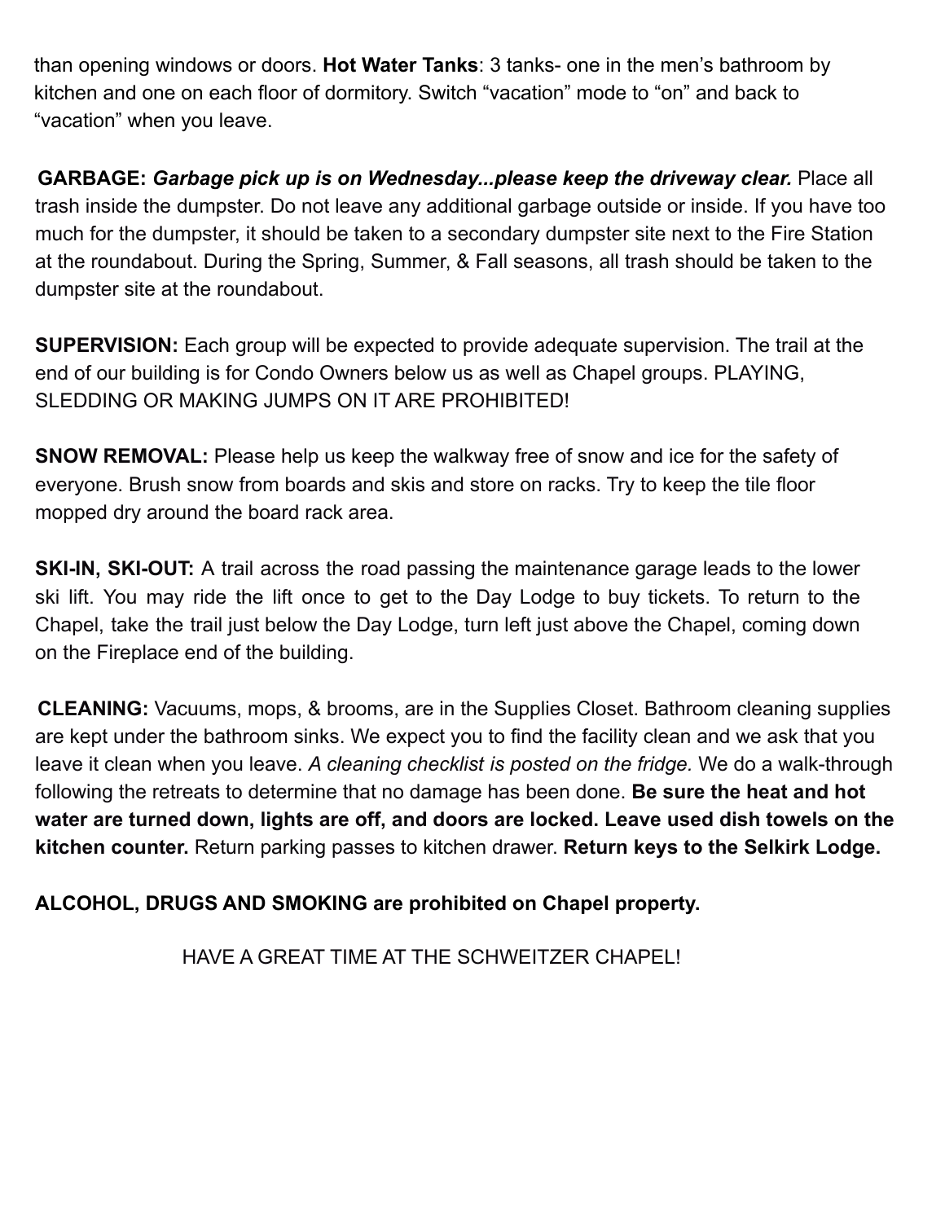than opening windows or doors. **Hot Water Tanks**: 3 tanks- one in the men's bathroom by kitchen and one on each floor of dormitory. Switch "vacation" mode to "on" and back to "vacation" when you leave.

**GARBAGE:** ***Garbage pick up is on Wednesday...please keep the driveway clear.*** Place all trash inside the dumpster. Do not leave any additional garbage outside or inside. If you have too much for the dumpster, it should be taken to a secondary dumpster site next to the Fire Station at the roundabout. During the Spring, Summer, & Fall seasons, all trash should be taken to the dumpster site at the roundabout.

**SUPERVISION:** Each group will be expected to provide adequate supervision. The trail at the end of our building is for Condo Owners below us as well as Chapel groups. PLAYING, SLEDDING OR MAKING JUMPS ON IT ARE PROHIBITED!

**SNOW REMOVAL:** Please help us keep the walkway free of snow and ice for the safety of everyone. Brush snow from boards and skis and store on racks. Try to keep the tile floor mopped dry around the board rack area.

**SKI-IN, SKI-OUT:** A trail across the road passing the maintenance garage leads to the lower ski lift. You may ride the lift once to get to the Day Lodge to buy tickets. To return to the Chapel, take the trail just below the Day Lodge, turn left just above the Chapel, coming down on the Fireplace end of the building.

**CLEANING:** Vacuums, mops, & brooms, are in the Supplies Closet. Bathroom cleaning supplies are kept under the bathroom sinks. We expect you to find the facility clean and we ask that you leave it clean when you leave. *A cleaning checklist is posted on the fridge.* We do a walk-through following the retreats to determine that no damage has been done. **Be sure the heat and hot water are turned down, lights are off, and doors are locked. Leave used dish towels on the kitchen counter.** Return parking passes to kitchen drawer. **Return keys to the Selkirk Lodge.**

**ALCOHOL, DRUGS AND SMOKING are prohibited on Chapel property.**

HAVE A GREAT TIME AT THE SCHWEITZER CHAPEL!